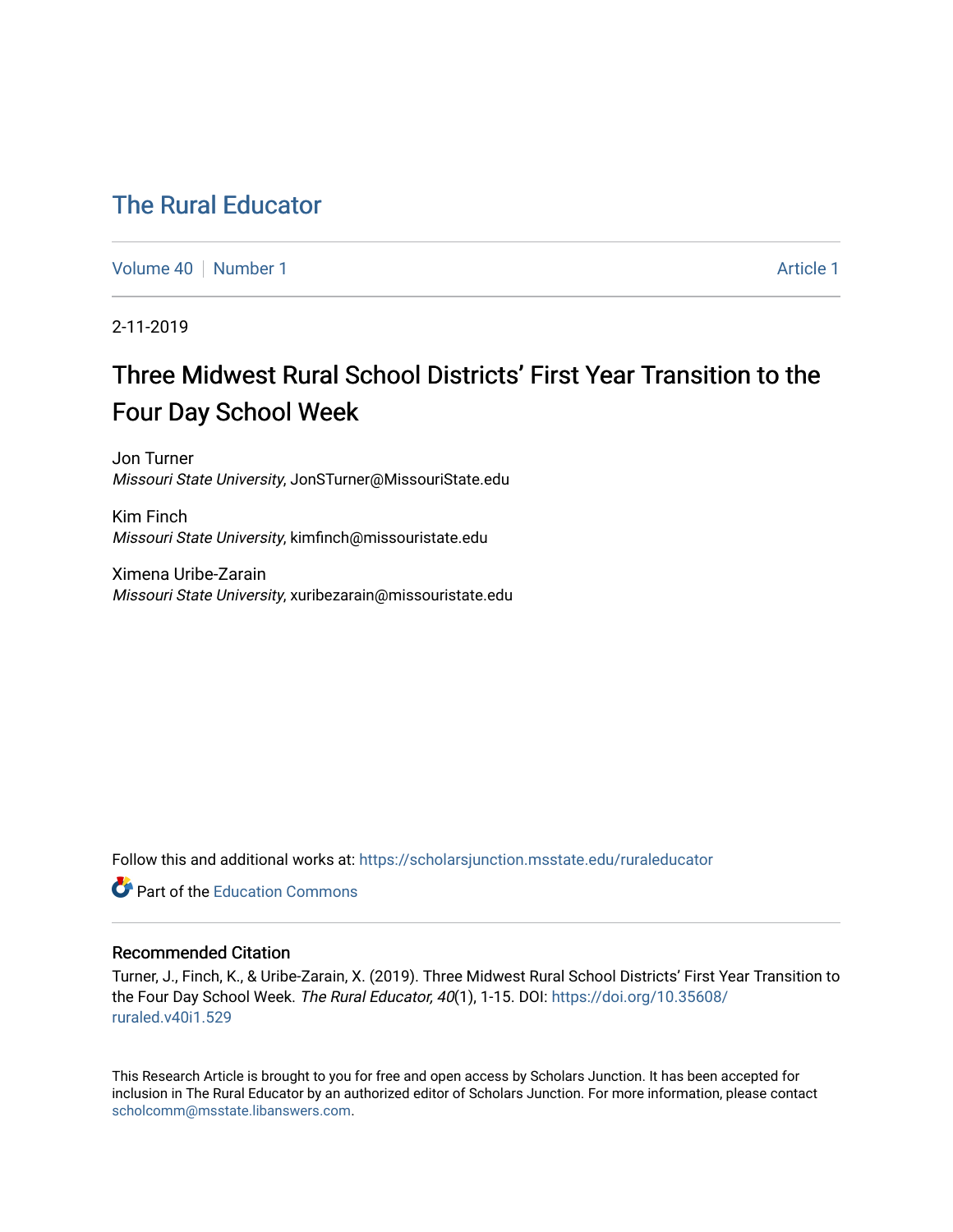# The Rural Educator

Volume 40 | Number 1 | Article 1

2-11-2019

## Three Midwest Rural School Districts' First Year Transition to the Four Day School Week

Jon Turner
*Missouri State University*, JonSTurner@MissouriState.edu

Kim Finch
*Missouri State University*, kimfinch@missouristate.edu

Ximena Uribe-Zarain
*Missouri State University*, xuribezarain@missouristate.edu

Follow this and additional works at: https://scholarsjunction.msstate.edu/ruraleducator

Part of the Education Commons

### Recommended Citation

Turner, J., Finch, K., & Uribe-Zarain, X. (2019). Three Midwest Rural School Districts' First Year Transition to the Four Day School Week. *The Rural Educator, 40*(1), 1-15. DOI: https://doi.org/10.35608/ruraled.v40i1.529

This Research Article is brought to you for free and open access by Scholars Junction. It has been accepted for inclusion in The Rural Educator by an authorized editor of Scholars Junction. For more information, please contact scholcomm@msstate.libanswers.com.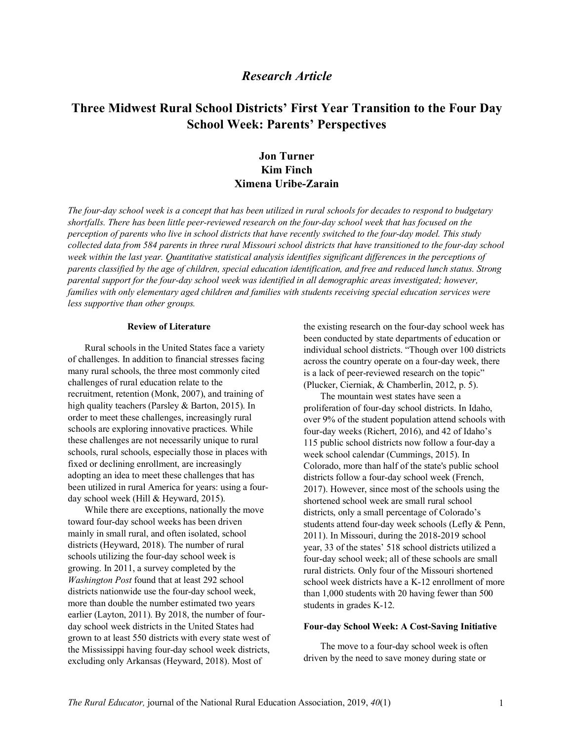*Research Article*

# Three Midwest Rural School Districts' First Year Transition to the Four Day School Week: Parents' Perspectives

**Jon Turner**
**Kim Finch**
**Ximena Uribe-Zarain**

*The four-day school week is a concept that has been utilized in rural schools for decades to respond to budgetary shortfalls. There has been little peer-reviewed research on the four-day school week that has focused on the perception of parents who live in school districts that have recently switched to the four-day model. This study collected data from 584 parents in three rural Missouri school districts that have transitioned to the four-day school week within the last year. Quantitative statistical analysis identifies significant differences in the perceptions of parents classified by the age of children, special education identification, and free and reduced lunch status. Strong parental support for the four-day school week was identified in all demographic areas investigated; however, families with only elementary aged children and families with students receiving special education services were less supportive than other groups.*

## Review of Literature

Rural schools in the United States face a variety of challenges. In addition to financial stresses facing many rural schools, the three most commonly cited challenges of rural education relate to the recruitment, retention (Monk, 2007), and training of high quality teachers (Parsley & Barton, 2015). In order to meet these challenges, increasingly rural schools are exploring innovative practices. While these challenges are not necessarily unique to rural schools, rural schools, especially those in places with fixed or declining enrollment, are increasingly adopting an idea to meet these challenges that has been utilized in rural America for years: using a four-day school week (Hill & Heyward, 2015).

While there are exceptions, nationally the move toward four-day school weeks has been driven mainly in small rural, and often isolated, school districts (Heyward, 2018). The number of rural schools utilizing the four-day school week is growing. In 2011, a survey completed by the *Washington Post* found that at least 292 school districts nationwide use the four-day school week, more than double the number estimated two years earlier (Layton, 2011). By 2018, the number of four-day school week districts in the United States had grown to at least 550 districts with every state west of the Mississippi having four-day school week districts, excluding only Arkansas (Heyward, 2018). Most of the existing research on the four-day school week has been conducted by state departments of education or individual school districts. "Though over 100 districts across the country operate on a four-day week, there is a lack of peer-reviewed research on the topic" (Plucker, Cierniak, & Chamberlin, 2012, p. 5).

The mountain west states have seen a proliferation of four-day school districts. In Idaho, over 9% of the student population attend schools with four-day weeks (Richert, 2016), and 42 of Idaho's 115 public school districts now follow a four-day a week school calendar (Cummings, 2015). In Colorado, more than half of the state's public school districts follow a four-day school week (French, 2017). However, since most of the schools using the shortened school week are small rural school districts, only a small percentage of Colorado's students attend four-day week schools (Lefly & Penn, 2011). In Missouri, during the 2018-2019 school year, 33 of the states' 518 school districts utilized a four-day school week; all of these schools are small rural districts. Only four of the Missouri shortened school week districts have a K-12 enrollment of more than 1,000 students with 20 having fewer than 500 students in grades K-12.

### Four-day School Week: A Cost-Saving Initiative

The move to a four-day school week is often driven by the need to save money during state or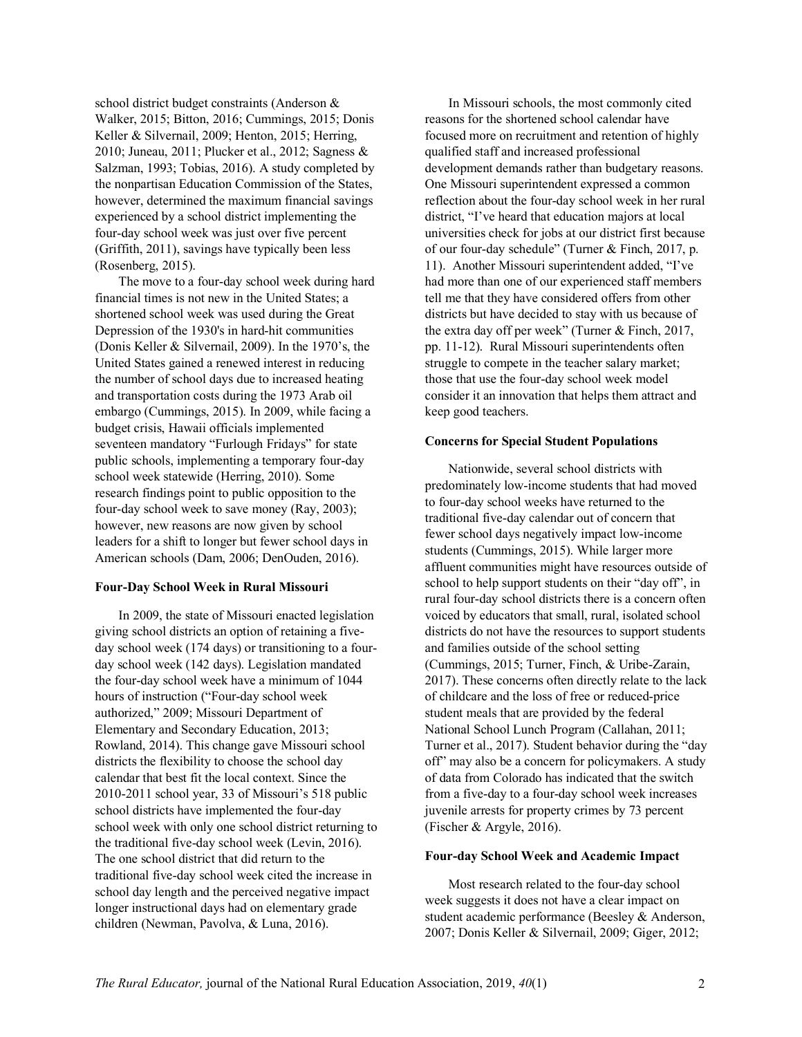school district budget constraints (Anderson & Walker, 2015; Bitton, 2016; Cummings, 2015; Donis Keller & Silvernail, 2009; Henton, 2015; Herring, 2010; Juneau, 2011; Plucker et al., 2012; Sagness & Salzman, 1993; Tobias, 2016). A study completed by the nonpartisan Education Commission of the States, however, determined the maximum financial savings experienced by a school district implementing the four-day school week was just over five percent (Griffith, 2011), savings have typically been less (Rosenberg, 2015).

The move to a four-day school week during hard financial times is not new in the United States; a shortened school week was used during the Great Depression of the 1930's in hard-hit communities (Donis Keller & Silvernail, 2009). In the 1970's, the United States gained a renewed interest in reducing the number of school days due to increased heating and transportation costs during the 1973 Arab oil embargo (Cummings, 2015). In 2009, while facing a budget crisis, Hawaii officials implemented seventeen mandatory "Furlough Fridays" for state public schools, implementing a temporary four-day school week statewide (Herring, 2010). Some research findings point to public opposition to the four-day school week to save money (Ray, 2003); however, new reasons are now given by school leaders for a shift to longer but fewer school days in American schools (Dam, 2006; DenOuden, 2016).

### Four-Day School Week in Rural Missouri

In 2009, the state of Missouri enacted legislation giving school districts an option of retaining a five-day school week (174 days) or transitioning to a four-day school week (142 days). Legislation mandated the four-day school week have a minimum of 1044 hours of instruction ("Four-day school week authorized," 2009; Missouri Department of Elementary and Secondary Education, 2013; Rowland, 2014). This change gave Missouri school districts the flexibility to choose the school day calendar that best fit the local context. Since the 2010-2011 school year, 33 of Missouri's 518 public school districts have implemented the four-day school week with only one school district returning to the traditional five-day school week (Levin, 2016). The one school district that did return to the traditional five-day school week cited the increase in school day length and the perceived negative impact longer instructional days had on elementary grade children (Newman, Pavolva, & Luna, 2016).

In Missouri schools, the most commonly cited reasons for the shortened school calendar have focused more on recruitment and retention of highly qualified staff and increased professional development demands rather than budgetary reasons. One Missouri superintendent expressed a common reflection about the four-day school week in her rural district, "I've heard that education majors at local universities check for jobs at our district first because of our four-day schedule" (Turner & Finch, 2017, p. 11). Another Missouri superintendent added, "I've had more than one of our experienced staff members tell me that they have considered offers from other districts but have decided to stay with us because of the extra day off per week" (Turner & Finch, 2017, pp. 11-12). Rural Missouri superintendents often struggle to compete in the teacher salary market; those that use the four-day school week model consider it an innovation that helps them attract and keep good teachers.

### Concerns for Special Student Populations

Nationwide, several school districts with predominately low-income students that had moved to four-day school weeks have returned to the traditional five-day calendar out of concern that fewer school days negatively impact low-income students (Cummings, 2015). While larger more affluent communities might have resources outside of school to help support students on their "day off", in rural four-day school districts there is a concern often voiced by educators that small, rural, isolated school districts do not have the resources to support students and families outside of the school setting (Cummings, 2015; Turner, Finch, & Uribe-Zarain, 2017). These concerns often directly relate to the lack of childcare and the loss of free or reduced-price student meals that are provided by the federal National School Lunch Program (Callahan, 2011; Turner et al., 2017). Student behavior during the "day off" may also be a concern for policymakers. A study of data from Colorado has indicated that the switch from a five-day to a four-day school week increases juvenile arrests for property crimes by 73 percent (Fischer & Argyle, 2016).

### Four-day School Week and Academic Impact

Most research related to the four-day school week suggests it does not have a clear impact on student academic performance (Beesley & Anderson, 2007; Donis Keller & Silvernail, 2009; Giger, 2012;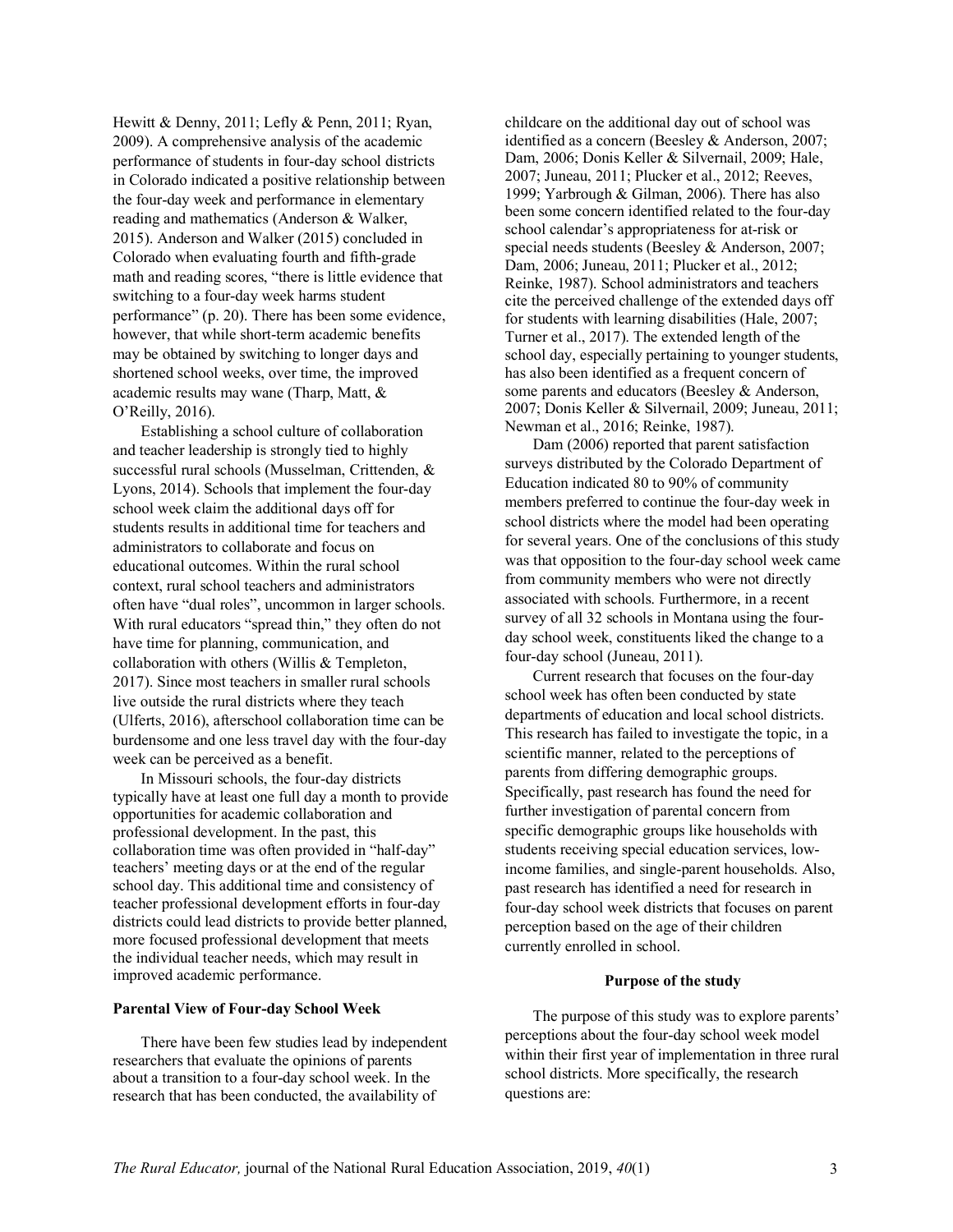Hewitt & Denny, 2011; Lefly & Penn, 2011; Ryan, 2009). A comprehensive analysis of the academic performance of students in four-day school districts in Colorado indicated a positive relationship between the four-day week and performance in elementary reading and mathematics (Anderson & Walker, 2015). Anderson and Walker (2015) concluded in Colorado when evaluating fourth and fifth-grade math and reading scores, "there is little evidence that switching to a four-day week harms student performance" (p. 20). There has been some evidence, however, that while short-term academic benefits may be obtained by switching to longer days and shortened school weeks, over time, the improved academic results may wane (Tharp, Matt, & O'Reilly, 2016).

Establishing a school culture of collaboration and teacher leadership is strongly tied to highly successful rural schools (Musselman, Crittenden, & Lyons, 2014). Schools that implement the four-day school week claim the additional days off for students results in additional time for teachers and administrators to collaborate and focus on educational outcomes. Within the rural school context, rural school teachers and administrators often have "dual roles", uncommon in larger schools. With rural educators "spread thin," they often do not have time for planning, communication, and collaboration with others (Willis & Templeton, 2017). Since most teachers in smaller rural schools live outside the rural districts where they teach (Ulferts, 2016), afterschool collaboration time can be burdensome and one less travel day with the four-day week can be perceived as a benefit.

In Missouri schools, the four-day districts typically have at least one full day a month to provide opportunities for academic collaboration and professional development. In the past, this collaboration time was often provided in "half-day" teachers' meeting days or at the end of the regular school day. This additional time and consistency of teacher professional development efforts in four-day districts could lead districts to provide better planned, more focused professional development that meets the individual teacher needs, which may result in improved academic performance.

### Parental View of Four-day School Week

There have been few studies lead by independent researchers that evaluate the opinions of parents about a transition to a four-day school week. In the research that has been conducted, the availability of childcare on the additional day out of school was identified as a concern (Beesley & Anderson, 2007; Dam, 2006; Donis Keller & Silvernail, 2009; Hale, 2007; Juneau, 2011; Plucker et al., 2012; Reeves, 1999; Yarbrough & Gilman, 2006). There has also been some concern identified related to the four-day school calendar's appropriateness for at-risk or special needs students (Beesley & Anderson, 2007; Dam, 2006; Juneau, 2011; Plucker et al., 2012; Reinke, 1987). School administrators and teachers cite the perceived challenge of the extended days off for students with learning disabilities (Hale, 2007; Turner et al., 2017). The extended length of the school day, especially pertaining to younger students, has also been identified as a frequent concern of some parents and educators (Beesley & Anderson, 2007; Donis Keller & Silvernail, 2009; Juneau, 2011; Newman et al., 2016; Reinke, 1987).

Dam (2006) reported that parent satisfaction surveys distributed by the Colorado Department of Education indicated 80 to 90% of community members preferred to continue the four-day week in school districts where the model had been operating for several years. One of the conclusions of this study was that opposition to the four-day school week came from community members who were not directly associated with schools. Furthermore, in a recent survey of all 32 schools in Montana using the four-day school week, constituents liked the change to a four-day school (Juneau, 2011).

Current research that focuses on the four-day school week has often been conducted by state departments of education and local school districts. This research has failed to investigate the topic, in a scientific manner, related to the perceptions of parents from differing demographic groups. Specifically, past research has found the need for further investigation of parental concern from specific demographic groups like households with students receiving special education services, low-income families, and single-parent households. Also, past research has identified a need for research in four-day school week districts that focuses on parent perception based on the age of their children currently enrolled in school.

## Purpose of the study

The purpose of this study was to explore parents' perceptions about the four-day school week model within their first year of implementation in three rural school districts. More specifically, the research questions are: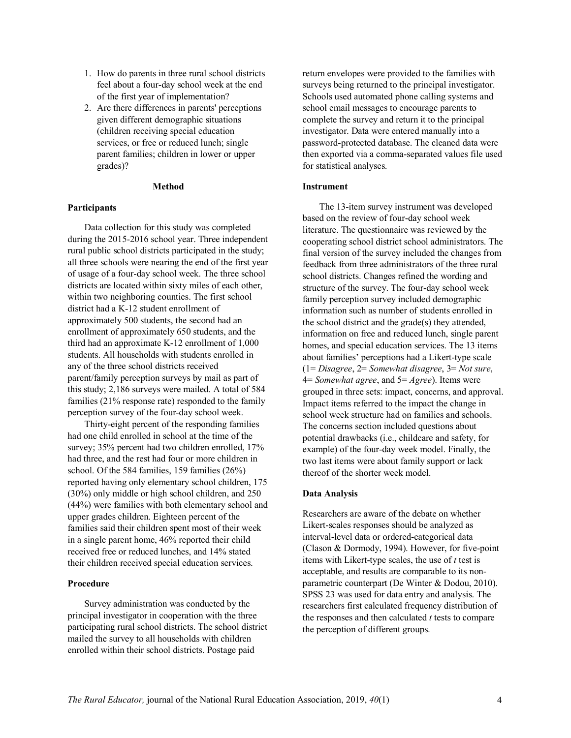1. How do parents in three rural school districts feel about a four-day school week at the end of the first year of implementation?
2. Are there differences in parents' perceptions given different demographic situations (children receiving special education services, or free or reduced lunch; single parent families; children in lower or upper grades)?

## Method

### Participants

Data collection for this study was completed during the 2015-2016 school year. Three independent rural public school districts participated in the study; all three schools were nearing the end of the first year of usage of a four-day school week. The three school districts are located within sixty miles of each other, within two neighboring counties. The first school district had a K-12 student enrollment of approximately 500 students, the second had an enrollment of approximately 650 students, and the third had an approximate K-12 enrollment of 1,000 students. All households with students enrolled in any of the three school districts received parent/family perception surveys by mail as part of this study; 2,186 surveys were mailed. A total of 584 families (21% response rate) responded to the family perception survey of the four-day school week.

Thirty-eight percent of the responding families had one child enrolled in school at the time of the survey; 35% percent had two children enrolled, 17% had three, and the rest had four or more children in school. Of the 584 families, 159 families (26%) reported having only elementary school children, 175 (30%) only middle or high school children, and 250 (44%) were families with both elementary school and upper grades children. Eighteen percent of the families said their children spent most of their week in a single parent home, 46% reported their child received free or reduced lunches, and 14% stated their children received special education services.

### Procedure

Survey administration was conducted by the principal investigator in cooperation with the three participating rural school districts. The school district mailed the survey to all households with children enrolled within their school districts. Postage paid return envelopes were provided to the families with surveys being returned to the principal investigator. Schools used automated phone calling systems and school email messages to encourage parents to complete the survey and return it to the principal investigator. Data were entered manually into a password-protected database. The cleaned data were then exported via a comma-separated values file used for statistical analyses.

### Instrument

The 13-item survey instrument was developed based on the review of four-day school week literature. The questionnaire was reviewed by the cooperating school district school administrators. The final version of the survey included the changes from feedback from three administrators of the three rural school districts. Changes refined the wording and structure of the survey. The four-day school week family perception survey included demographic information such as number of students enrolled in the school district and the grade(s) they attended, information on free and reduced lunch, single parent homes, and special education services. The 13 items about families' perceptions had a Likert-type scale (1= *Disagree*, 2= *Somewhat disagree*, 3= *Not sure*, 4= *Somewhat agree*, and 5= *Agree*). Items were grouped in three sets: impact, concerns, and approval. Impact items referred to the impact the change in school week structure had on families and schools. The concerns section included questions about potential drawbacks (i.e., childcare and safety, for example) of the four-day week model. Finally, the two last items were about family support or lack thereof of the shorter week model.

### Data Analysis

Researchers are aware of the debate on whether Likert-scales responses should be analyzed as interval-level data or ordered-categorical data (Clason & Dormody, 1994). However, for five-point items with Likert-type scales, the use of *t* test is acceptable, and results are comparable to its non-parametric counterpart (De Winter & Dodou, 2010). SPSS 23 was used for data entry and analysis. The researchers first calculated frequency distribution of the responses and then calculated *t* tests to compare the perception of different groups.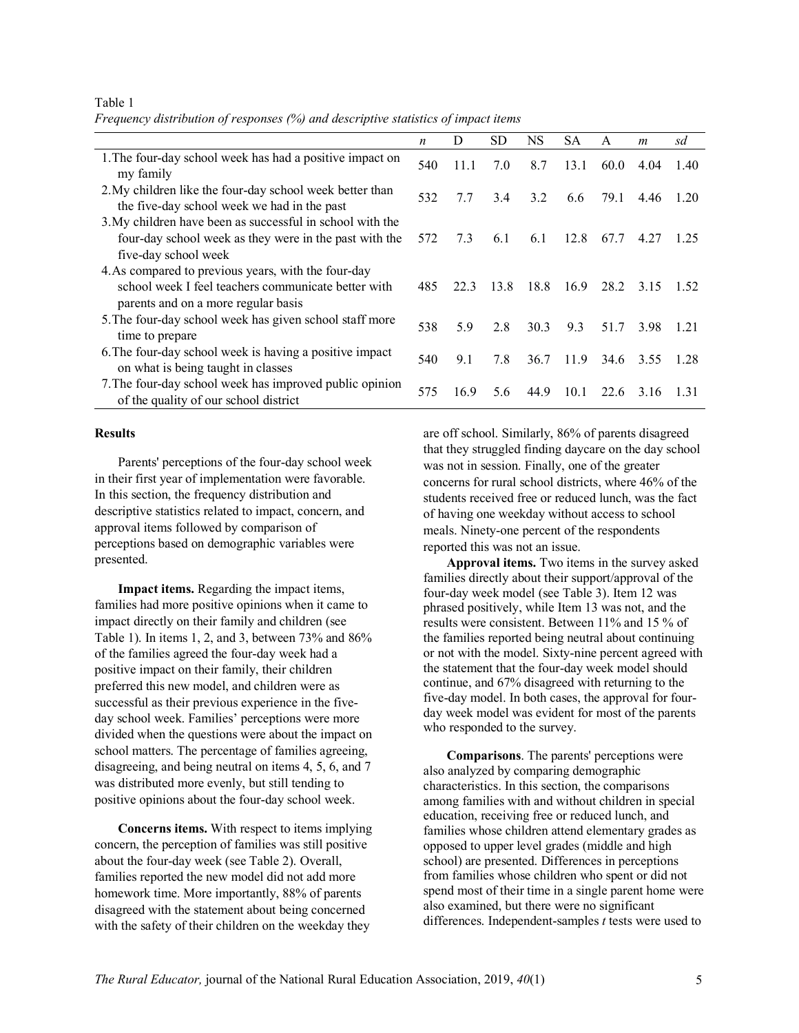Table 1
*Frequency distribution of responses (%) and descriptive statistics of impact items*

| | *n* | D | SD | NS | SA | A | *m* | *sd* |
|---|---|---|---|---|---|---|---|---|
| 1. The four-day school week has had a positive impact on my family | 540 | 11.1 | 7.0 | 8.7 | 13.1 | 60.0 | 4.04 | 1.40 |
| 2. My children like the four-day school week better than the five-day school week we had in the past | 532 | 7.7 | 3.4 | 3.2 | 6.6 | 79.1 | 4.46 | 1.20 |
| 3. My children have been as successful in school with the four-day school week as they were in the past with the five-day school week | 572 | 7.3 | 6.1 | 6.1 | 12.8 | 67.7 | 4.27 | 1.25 |
| 4. As compared to previous years, with the four-day school week I feel teachers communicate better with parents and on a more regular basis | 485 | 22.3 | 13.8 | 18.8 | 16.9 | 28.2 | 3.15 | 1.52 |
| 5. The four-day school week has given school staff more time to prepare | 538 | 5.9 | 2.8 | 30.3 | 9.3 | 51.7 | 3.98 | 1.21 |
| 6. The four-day school week is having a positive impact on what is being taught in classes | 540 | 9.1 | 7.8 | 36.7 | 11.9 | 34.6 | 3.55 | 1.28 |
| 7. The four-day school week has improved public opinion of the quality of our school district | 575 | 16.9 | 5.6 | 44.9 | 10.1 | 22.6 | 3.16 | 1.31 |

## Results

Parents' perceptions of the four-day school week in their first year of implementation were favorable. In this section, the frequency distribution and descriptive statistics related to impact, concern, and approval items followed by comparison of perceptions based on demographic variables were presented.

**Impact items.** Regarding the impact items, families had more positive opinions when it came to impact directly on their family and children (see Table 1). In items 1, 2, and 3, between 73% and 86% of the families agreed the four-day week had a positive impact on their family, their children preferred this new model, and children were as successful as their previous experience in the five-day school week. Families' perceptions were more divided when the questions were about the impact on school matters. The percentage of families agreeing, disagreeing, and being neutral on items 4, 5, 6, and 7 was distributed more evenly, but still tending to positive opinions about the four-day school week.

**Concerns items.** With respect to items implying concern, the perception of families was still positive about the four-day week (see Table 2). Overall, families reported the new model did not add more homework time. More importantly, 88% of parents disagreed with the statement about being concerned with the safety of their children on the weekday they are off school. Similarly, 86% of parents disagreed that they struggled finding daycare on the day school was not in session. Finally, one of the greater concerns for rural school districts, where 46% of the students received free or reduced lunch, was the fact of having one weekday without access to school meals. Ninety-one percent of the respondents reported this was not an issue.

**Approval items.** Two items in the survey asked families directly about their support/approval of the four-day week model (see Table 3). Item 12 was phrased positively, while Item 13 was not, and the results were consistent. Between 11% and 15 % of the families reported being neutral about continuing or not with the model. Sixty-nine percent agreed with the statement that the four-day week model should continue, and 67% disagreed with returning to the five-day model. In both cases, the approval for four-day week model was evident for most of the parents who responded to the survey.

**Comparisons**. The parents' perceptions were also analyzed by comparing demographic characteristics. In this section, the comparisons among families with and without children in special education, receiving free or reduced lunch, and families whose children attend elementary grades as opposed to upper level grades (middle and high school) are presented. Differences in perceptions from families whose children who spent or did not spend most of their time in a single parent home were also examined, but there were no significant differences. Independent-samples *t* tests were used to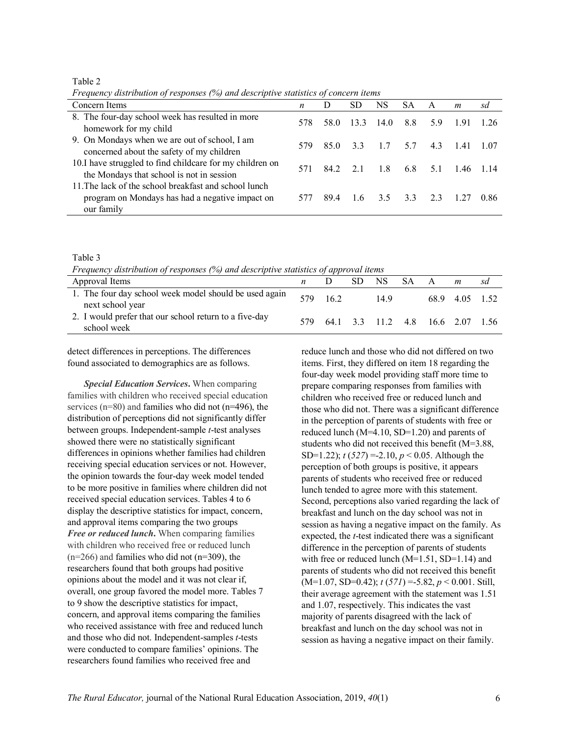Table 2

*Frequency distribution of responses (%) and descriptive statistics of concern items*

| Concern Items | *n* | D | SD | NS | SA | A | *m* | *sd* |
|---|---|---|---|---|---|---|---|---|
| 8. The four-day school week has resulted in more homework for my child | 578 | 58.0 | 13.3 | 14.0 | 8.8 | 5.9 | 1.91 | 1.26 |
| 9. On Mondays when we are out of school, I am concerned about the safety of my children | 579 | 85.0 | 3.3 | 1.7 | 5.7 | 4.3 | 1.41 | 1.07 |
| 10.I have struggled to find childcare for my children on the Mondays that school is not in session | 571 | 84.2 | 2.1 | 1.8 | 6.8 | 5.1 | 1.46 | 1.14 |
| 11.The lack of the school breakfast and school lunch program on Mondays has had a negative impact on our family | 577 | 89.4 | 1.6 | 3.5 | 3.3 | 2.3 | 1.27 | 0.86 |

Table 3

*Frequency distribution of responses (%) and descriptive statistics of approval items*

| Approval Items | *n* | D | SD | NS | SA | A | *m* | *sd* |
|---|---|---|---|---|---|---|---|---|
| 1. The four day school week model should be used again next school year | 579 | 16.2 | | 14.9 | | 68.9 | 4.05 | 1.52 |
| 2. I would prefer that our school return to a five-day school week | 579 | 64.1 | 3.3 | 11.2 | 4.8 | 16.6 | 2.07 | 1.56 |

detect differences in perceptions. The differences found associated to demographics are as follows.

***Special Education Services*****.** When comparing families with children who received special education services (n=80) and families who did not (n=496), the distribution of perceptions did not significantly differ between groups. Independent-sample *t*-test analyses showed there were no statistically significant differences in opinions whether families had children receiving special education services or not. However, the opinion towards the four-day week model tended to be more positive in families where children did not received special education services. Tables 4 to 6 display the descriptive statistics for impact, concern, and approval items comparing the two groups

***Free or reduced lunch*****.** When comparing families with children who received free or reduced lunch (n=266) and families who did not (n=309), the researchers found that both groups had positive opinions about the model and it was not clear if, overall, one group favored the model more. Tables 7 to 9 show the descriptive statistics for impact, concern, and approval items comparing the families who received assistance with free and reduced lunch and those who did not. Independent-samples *t*-tests were conducted to compare families' opinions. The researchers found families who received free and reduce lunch and those who did not differed on two items. First, they differed on item 18 regarding the four-day week model providing staff more time to prepare comparing responses from families with children who received free or reduced lunch and those who did not. There was a significant difference in the perception of parents of students with free or reduced lunch (M=4.10, SD=1.20) and parents of students who did not received this benefit (M=3.88, SD=1.22); $t\ (527) = -2.10$, $p < 0.05$. Although the perception of both groups is positive, it appears parents of students who received free or reduced lunch tended to agree more with this statement. Second, perceptions also varied regarding the lack of breakfast and lunch on the day school was not in session as having a negative impact on the family. As expected, the *t*-test indicated there was a significant difference in the perception of parents of students with free or reduced lunch (M=1.51, SD=1.14) and parents of students who did not received this benefit (M=1.07, SD=0.42); $t\ (571) = -5.82$, $p < 0.001$. Still, their average agreement with the statement was 1.51 and 1.07, respectively. This indicates the vast majority of parents disagreed with the lack of breakfast and lunch on the day school was not in session as having a negative impact on their family.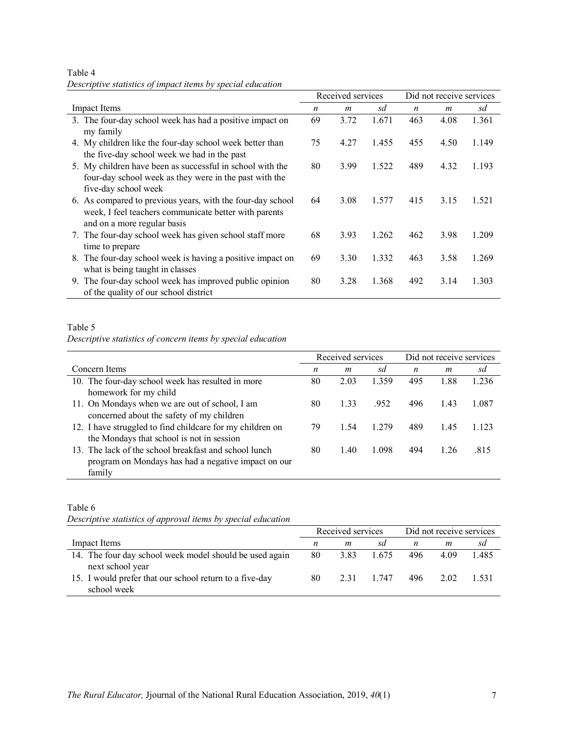Table 4
*Descriptive statistics of impact items by special education*

| | Received services | | | Did not receive services | | |
|---|---|---|---|---|---|---|
| Impact Items | *n* | *m* | *sd* | *n* | *m* | *sd* |
| 3. The four-day school week has had a positive impact on my family | 69 | 3.72 | 1.671 | 463 | 4.08 | 1.361 |
| 4. My children like the four-day school week better than the five-day school week we had in the past | 75 | 4.27 | 1.455 | 455 | 4.50 | 1.149 |
| 5. My children have been as successful in school with the four-day school week as they were in the past with the five-day school week | 80 | 3.99 | 1.522 | 489 | 4.32 | 1.193 |
| 6. As compared to previous years, with the four-day school week, I feel teachers communicate better with parents and on a more regular basis | 64 | 3.08 | 1.577 | 415 | 3.15 | 1.521 |
| 7. The four-day school week has given school staff more time to prepare | 68 | 3.93 | 1.262 | 462 | 3.98 | 1.209 |
| 8. The four-day school week is having a positive impact on what is being taught in classes | 69 | 3.30 | 1.332 | 463 | 3.58 | 1.269 |
| 9. The four-day school week has improved public opinion of the quality of our school district | 80 | 3.28 | 1.368 | 492 | 3.14 | 1.303 |

Table 5
*Descriptive statistics of concern items by special education*

| | Received services | | | Did not receive services | | |
|---|---|---|---|---|---|---|
| Concern Items | *n* | *m* | *sd* | *n* | *m* | *sd* |
| 10. The four-day school week has resulted in more homework for my child | 80 | 2.03 | 1.359 | 495 | 1.88 | 1.236 |
| 11. On Mondays when we are out of school, I am concerned about the safety of my children | 80 | 1.33 | .952 | 496 | 1.43 | 1.087 |
| 12. I have struggled to find childcare for my children on the Mondays that school is not in session | 79 | 1.54 | 1.279 | 489 | 1.45 | 1.123 |
| 13. The lack of the school breakfast and school lunch program on Mondays has had a negative impact on our family | 80 | 1.40 | 1.098 | 494 | 1.26 | .815 |

Table 6
*Descriptive statistics of approval items by special education*

| | Received services | | | Did not receive services | | |
|---|---|---|---|---|---|---|
| Impact Items | *n* | *m* | *sd* | *n* | *m* | *sd* |
| 14. The four day school week model should be used again next school year | 80 | 3.83 | 1.675 | 496 | 4.09 | 1.485 |
| 15. I would prefer that our school return to a five-day school week | 80 | 2.31 | 1.747 | 496 | 2.02 | 1.531 |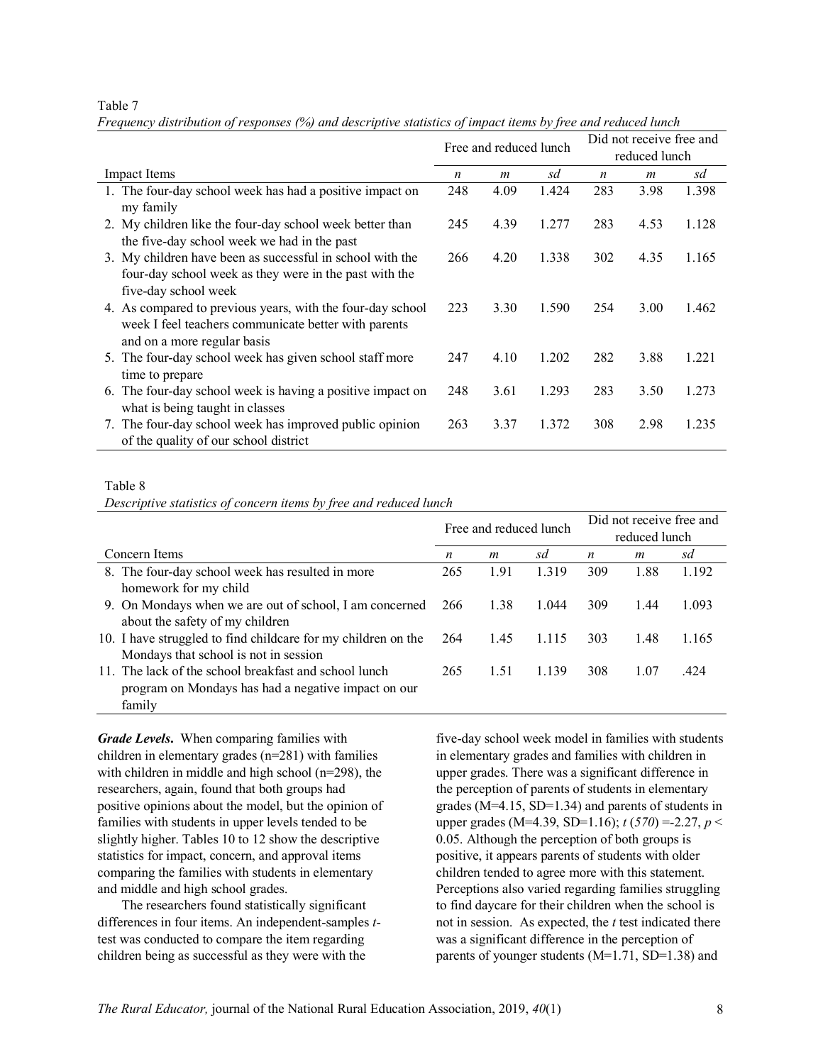Table 7

*Frequency distribution of responses (%) and descriptive statistics of impact items by free and reduced lunch*

| | Free and reduced lunch | | | Did not receive free and reduced lunch | | |
|---|---|---|---|---|---|---|
| Impact Items | *n* | *m* | *sd* | *n* | *m* | *sd* |
| 1. The four-day school week has had a positive impact on my family | 248 | 4.09 | 1.424 | 283 | 3.98 | 1.398 |
| 2. My children like the four-day school week better than the five-day school week we had in the past | 245 | 4.39 | 1.277 | 283 | 4.53 | 1.128 |
| 3. My children have been as successful in school with the four-day school week as they were in the past with the five-day school week | 266 | 4.20 | 1.338 | 302 | 4.35 | 1.165 |
| 4. As compared to previous years, with the four-day school week I feel teachers communicate better with parents and on a more regular basis | 223 | 3.30 | 1.590 | 254 | 3.00 | 1.462 |
| 5. The four-day school week has given school staff more time to prepare | 247 | 4.10 | 1.202 | 282 | 3.88 | 1.221 |
| 6. The four-day school week is having a positive impact on what is being taught in classes | 248 | 3.61 | 1.293 | 283 | 3.50 | 1.273 |
| 7. The four-day school week has improved public opinion of the quality of our school district | 263 | 3.37 | 1.372 | 308 | 2.98 | 1.235 |

Table 8

*Descriptive statistics of concern items by free and reduced lunch*

| | Free and reduced lunch | | | Did not receive free and reduced lunch | | |
|---|---|---|---|---|---|---|
| Concern Items | *n* | *m* | *sd* | *n* | *m* | *sd* |
| 8. The four-day school week has resulted in more homework for my child | 265 | 1.91 | 1.319 | 309 | 1.88 | 1.192 |
| 9. On Mondays when we are out of school, I am concerned about the safety of my children | 266 | 1.38 | 1.044 | 309 | 1.44 | 1.093 |
| 10. I have struggled to find childcare for my children on the Mondays that school is not in session | 264 | 1.45 | 1.115 | 303 | 1.48 | 1.165 |
| 11. The lack of the school breakfast and school lunch program on Mondays has had a negative impact on our family | 265 | 1.51 | 1.139 | 308 | 1.07 | .424 |

***Grade Levels.*** When comparing families with children in elementary grades (n=281) with families with children in middle and high school (n=298), the researchers, again, found that both groups had positive opinions about the model, but the opinion of families with students in upper levels tended to be slightly higher. Tables 10 to 12 show the descriptive statistics for impact, concern, and approval items comparing the families with students in elementary and middle and high school grades.

The researchers found statistically significant differences in four items. An independent-samples *t*-test was conducted to compare the item regarding children being as successful as they were with the five-day school week model in families with students in elementary grades and families with children in upper grades. There was a significant difference in the perception of parents of students in elementary grades (M=4.15, SD=1.34) and parents of students in upper grades (M=4.39, SD=1.16); $t(570) = -2.27$, $p < 0.05$. Although the perception of both groups is positive, it appears parents of students with older children tended to agree more with this statement. Perceptions also varied regarding families struggling to find daycare for their children when the school is not in session. As expected, the *t* test indicated there was a significant difference in the perception of parents of younger students (M=1.71, SD=1.38) and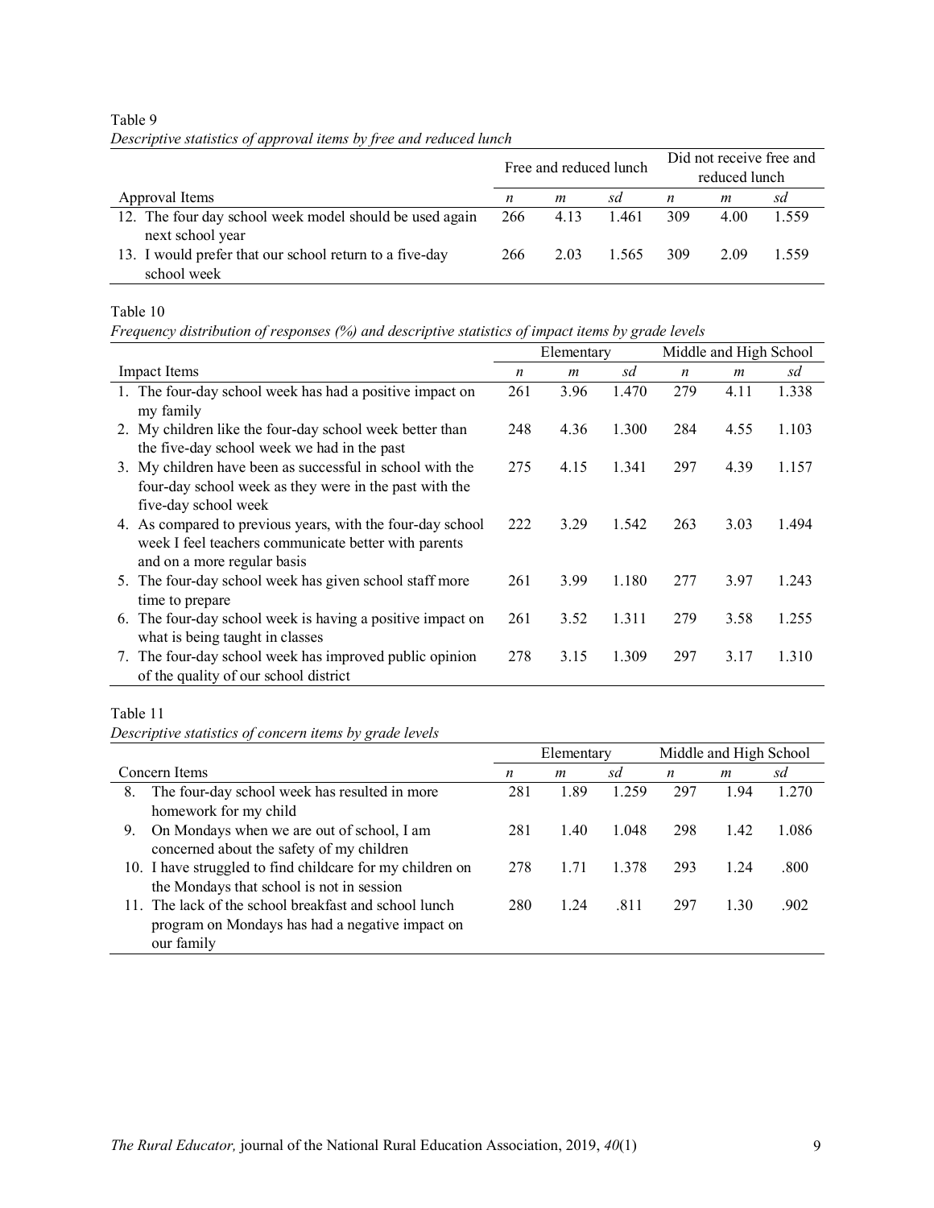Table 9

*Descriptive statistics of approval items by free and reduced lunch*

| | Free and reduced lunch | | | Did not receive free and reduced lunch | | |
|---|---|---|---|---|---|---|
| Approval Items | *n* | *m* | *sd* | *n* | *m* | *sd* |
| 12. The four day school week model should be used again next school year | 266 | 4.13 | 1.461 | 309 | 4.00 | 1.559 |
| 13. I would prefer that our school return to a five-day school week | 266 | 2.03 | 1.565 | 309 | 2.09 | 1.559 |

Table 10

*Frequency distribution of responses (%) and descriptive statistics of impact items by grade levels*

| | Elementary | | | Middle and High School | | |
|---|---|---|---|---|---|---|
| Impact Items | *n* | *m* | *sd* | *n* | *m* | *sd* |
| 1. The four-day school week has had a positive impact on my family | 261 | 3.96 | 1.470 | 279 | 4.11 | 1.338 |
| 2. My children like the four-day school week better than the five-day school week we had in the past | 248 | 4.36 | 1.300 | 284 | 4.55 | 1.103 |
| 3. My children have been as successful in school with the four-day school week as they were in the past with the five-day school week | 275 | 4.15 | 1.341 | 297 | 4.39 | 1.157 |
| 4. As compared to previous years, with the four-day school week I feel teachers communicate better with parents and on a more regular basis | 222 | 3.29 | 1.542 | 263 | 3.03 | 1.494 |
| 5. The four-day school week has given school staff more time to prepare | 261 | 3.99 | 1.180 | 277 | 3.97 | 1.243 |
| 6. The four-day school week is having a positive impact on what is being taught in classes | 261 | 3.52 | 1.311 | 279 | 3.58 | 1.255 |
| 7. The four-day school week has improved public opinion of the quality of our school district | 278 | 3.15 | 1.309 | 297 | 3.17 | 1.310 |

Table 11

*Descriptive statistics of concern items by grade levels*

| | Elementary | | | Middle and High School | | |
|---|---|---|---|---|---|---|
| Concern Items | *n* | *m* | *sd* | *n* | *m* | *sd* |
| 8. The four-day school week has resulted in more homework for my child | 281 | 1.89 | 1.259 | 297 | 1.94 | 1.270 |
| 9. On Mondays when we are out of school, I am concerned about the safety of my children | 281 | 1.40 | 1.048 | 298 | 1.42 | 1.086 |
| 10. I have struggled to find childcare for my children on the Mondays that school is not in session | 278 | 1.71 | 1.378 | 293 | 1.24 | .800 |
| 11. The lack of the school breakfast and school lunch program on Mondays has had a negative impact on our family | 280 | 1.24 | .811 | 297 | 1.30 | .902 |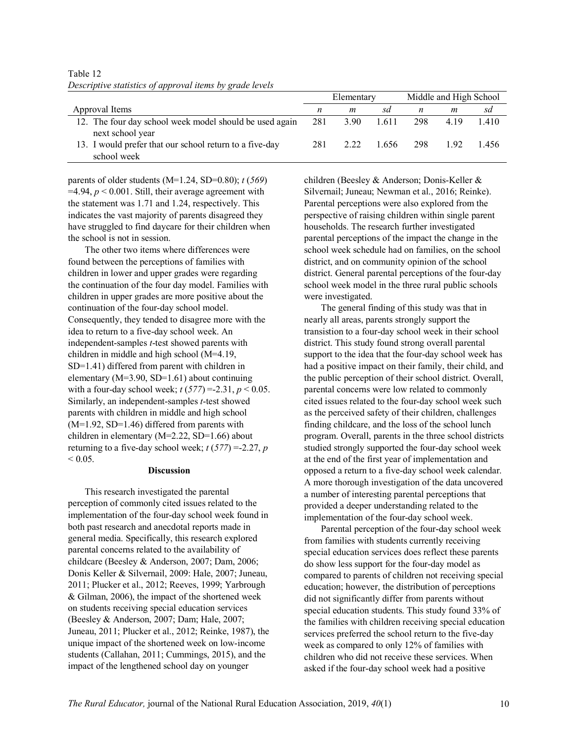Table 12
*Descriptive statistics of approval items by grade levels*

| Approval Items | Elementary | | | Middle and High School | | |
|---|---|---|---|---|---|---|
| | *n* | *m* | *sd* | *n* | *m* | *sd* |
| 12. The four day school week model should be used again next school year | 281 | 3.90 | 1.611 | 298 | 4.19 | 1.410 |
| 13. I would prefer that our school return to a five-day school week | 281 | 2.22 | 1.656 | 298 | 1.92 | 1.456 |

parents of older students (M=1.24, SD=0.80); $t$ (*569*) =4.94, $p < 0.001$. Still, their average agreement with the statement was 1.71 and 1.24, respectively. This indicates the vast majority of parents disagreed they have struggled to find daycare for their children when the school is not in session.

The other two items where differences were found between the perceptions of families with children in lower and upper grades were regarding the continuation of the four day model. Families with children in upper grades are more positive about the continuation of the four-day school model. Consequently, they tended to disagree more with the idea to return to a five-day school week. An independent-samples $t$-test showed parents with children in middle and high school (M=4.19, SD=1.41) differed from parent with children in elementary (M=3.90, SD=1.61) about continuing with a four-day school week; $t$ (*577*) =-2.31, $p < 0.05$. Similarly, an independent-samples $t$-test showed parents with children in middle and high school (M=1.92, SD=1.46) differed from parents with children in elementary (M=2.22, SD=1.66) about returning to a five-day school week; $t$ (*577*) =-2.27, $p < 0.05$.

## Discussion

This research investigated the parental perception of commonly cited issues related to the implementation of the four-day school week found in both past research and anecdotal reports made in general media. Specifically, this research explored parental concerns related to the availability of childcare (Beesley & Anderson, 2007; Dam, 2006; Donis Keller & Silvernail, 2009: Hale, 2007; Juneau, 2011; Plucker et al., 2012; Reeves, 1999; Yarbrough & Gilman, 2006), the impact of the shortened week on students receiving special education services (Beesley & Anderson, 2007; Dam; Hale, 2007; Juneau, 2011; Plucker et al., 2012; Reinke, 1987), the unique impact of the shortened week on low-income students (Callahan, 2011; Cummings, 2015), and the impact of the lengthened school day on younger children (Beesley & Anderson; Donis-Keller & Silvernail; Juneau; Newman et al., 2016; Reinke). Parental perceptions were also explored from the perspective of raising children within single parent households. The research further investigated parental perceptions of the impact the change in the school week schedule had on families, on the school district, and on community opinion of the school district. General parental perceptions of the four-day school week model in the three rural public schools were investigated.

The general finding of this study was that in nearly all areas, parents strongly support the transistion to a four-day school week in their school district. This study found strong overall parental support to the idea that the four-day school week has had a positive impact on their family, their child, and the public perception of their school district. Overall, parental concerns were low related to commonly cited issues related to the four-day school week such as the perceived safety of their children, challenges finding childcare, and the loss of the school lunch program. Overall, parents in the three school districts studied strongly supported the four-day school week at the end of the first year of implementation and opposed a return to a five-day school week calendar. A more thorough investigation of the data uncovered a number of interesting parental perceptions that provided a deeper understanding related to the implementation of the four-day school week.

Parental perception of the four-day school week from families with students currently receiving special education services does reflect these parents do show less support for the four-day model as compared to parents of children not receiving special education; however, the distribution of perceptions did not significantly differ from parents without special education students. This study found 33% of the families with children receiving special education services preferred the school return to the five-day week as compared to only 12% of families with children who did not receive these services. When asked if the four-day school week had a positive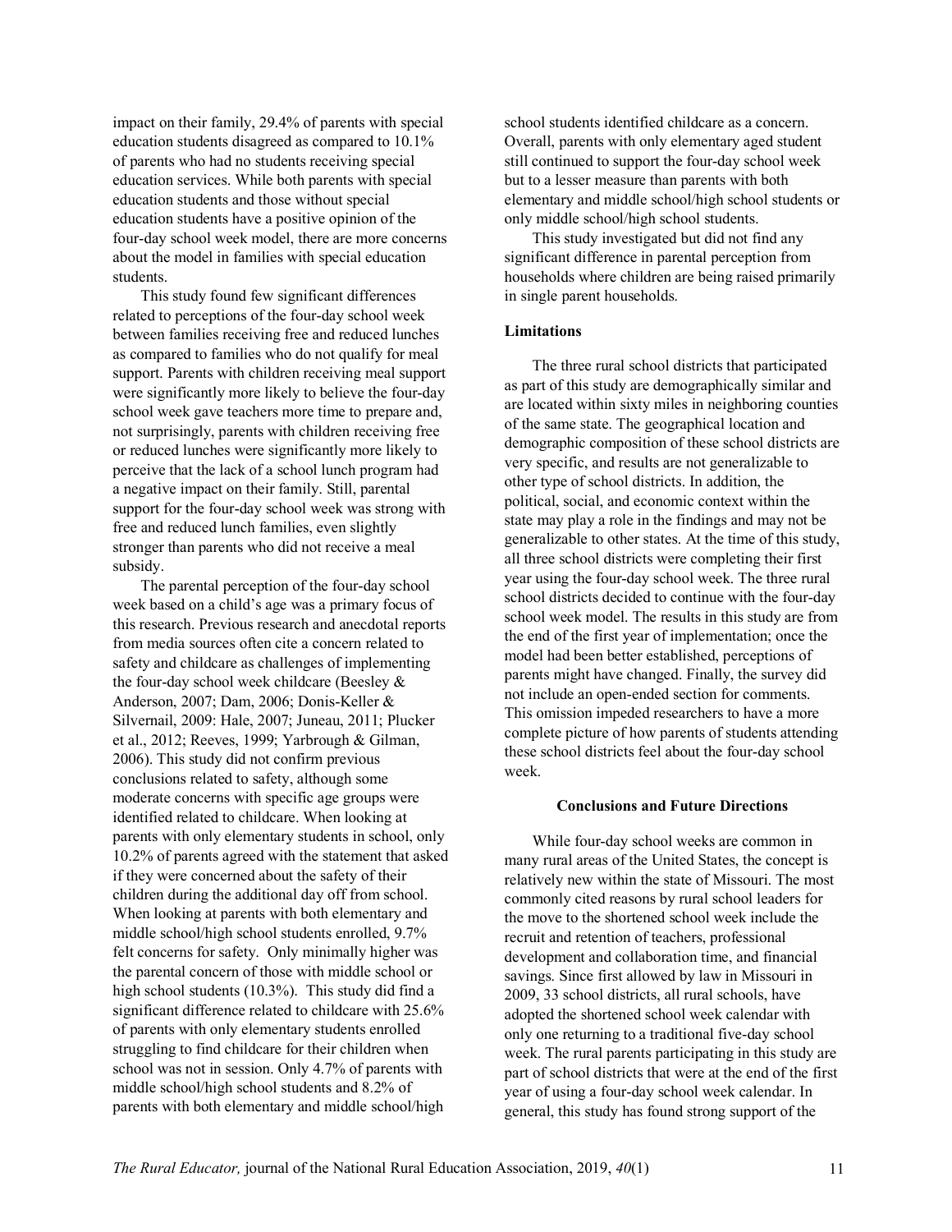impact on their family, 29.4% of parents with special education students disagreed as compared to 10.1% of parents who had no students receiving special education services. While both parents with special education students and those without special education students have a positive opinion of the four-day school week model, there are more concerns about the model in families with special education students.

This study found few significant differences related to perceptions of the four-day school week between families receiving free and reduced lunches as compared to families who do not qualify for meal support. Parents with children receiving meal support were significantly more likely to believe the four-day school week gave teachers more time to prepare and, not surprisingly, parents with children receiving free or reduced lunches were significantly more likely to perceive that the lack of a school lunch program had a negative impact on their family. Still, parental support for the four-day school week was strong with free and reduced lunch families, even slightly stronger than parents who did not receive a meal subsidy.

The parental perception of the four-day school week based on a child's age was a primary focus of this research. Previous research and anecdotal reports from media sources often cite a concern related to safety and childcare as challenges of implementing the four-day school week childcare (Beesley & Anderson, 2007; Dam, 2006; Donis-Keller & Silvernail, 2009: Hale, 2007; Juneau, 2011; Plucker et al., 2012; Reeves, 1999; Yarbrough & Gilman, 2006). This study did not confirm previous conclusions related to safety, although some moderate concerns with specific age groups were identified related to childcare. When looking at parents with only elementary students in school, only 10.2% of parents agreed with the statement that asked if they were concerned about the safety of their children during the additional day off from school. When looking at parents with both elementary and middle school/high school students enrolled, 9.7% felt concerns for safety. Only minimally higher was the parental concern of those with middle school or high school students (10.3%). This study did find a significant difference related to childcare with 25.6% of parents with only elementary students enrolled struggling to find childcare for their children when school was not in session. Only 4.7% of parents with middle school/high school students and 8.2% of parents with both elementary and middle school/high school students identified childcare as a concern. Overall, parents with only elementary aged student still continued to support the four-day school week but to a lesser measure than parents with both elementary and middle school/high school students or only middle school/high school students.

This study investigated but did not find any significant difference in parental perception from households where children are being raised primarily in single parent households.

**Limitations**

The three rural school districts that participated as part of this study are demographically similar and are located within sixty miles in neighboring counties of the same state. The geographical location and demographic composition of these school districts are very specific, and results are not generalizable to other type of school districts. In addition, the political, social, and economic context within the state may play a role in the findings and may not be generalizable to other states. At the time of this study, all three school districts were completing their first year using the four-day school week. The three rural school districts decided to continue with the four-day school week model. The results in this study are from the end of the first year of implementation; once the model had been better established, perceptions of parents might have changed. Finally, the survey did not include an open-ended section for comments. This omission impeded researchers to have a more complete picture of how parents of students attending these school districts feel about the four-day school week.

## Conclusions and Future Directions

While four-day school weeks are common in many rural areas of the United States, the concept is relatively new within the state of Missouri. The most commonly cited reasons by rural school leaders for the move to the shortened school week include the recruit and retention of teachers, professional development and collaboration time, and financial savings. Since first allowed by law in Missouri in 2009, 33 school districts, all rural schools, have adopted the shortened school week calendar with only one returning to a traditional five-day school week. The rural parents participating in this study are part of school districts that were at the end of the first year of using a four-day school week calendar. In general, this study has found strong support of the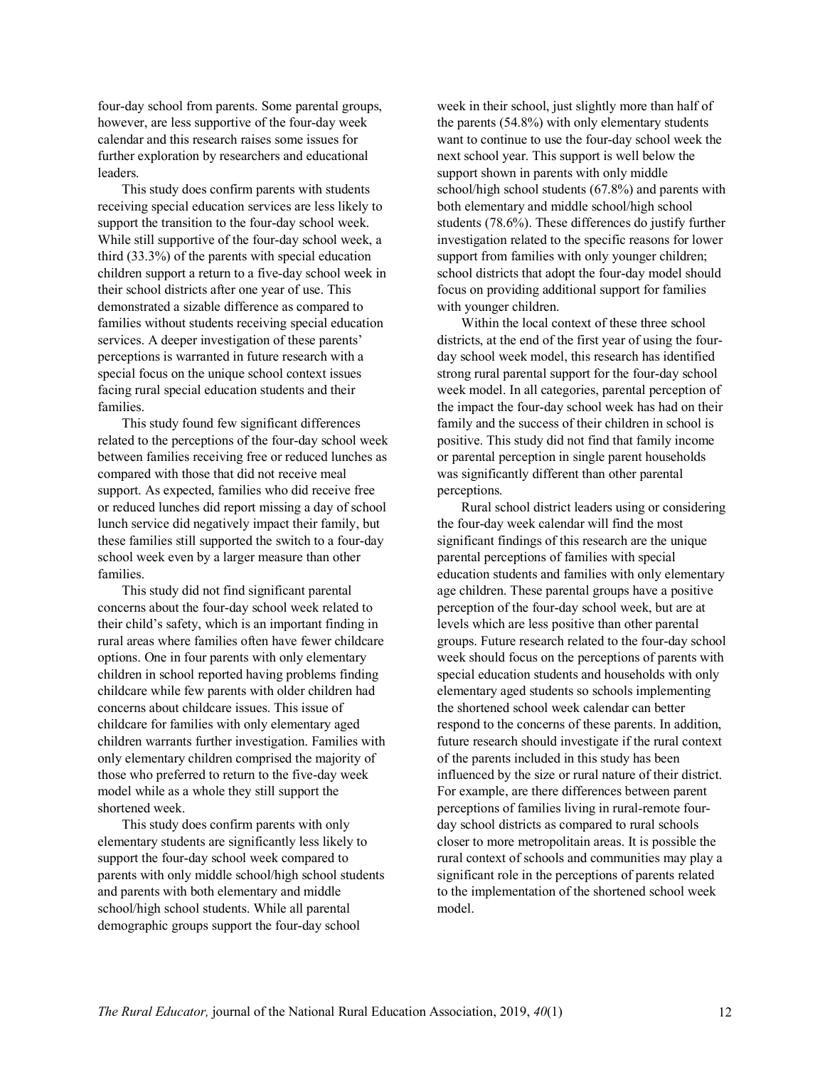four-day school from parents. Some parental groups, however, are less supportive of the four-day week calendar and this research raises some issues for further exploration by researchers and educational leaders.

This study does confirm parents with students receiving special education services are less likely to support the transition to the four-day school week. While still supportive of the four-day school week, a third (33.3%) of the parents with special education children support a return to a five-day school week in their school districts after one year of use. This demonstrated a sizable difference as compared to families without students receiving special education services. A deeper investigation of these parents' perceptions is warranted in future research with a special focus on the unique school context issues facing rural special education students and their families.

This study found few significant differences related to the perceptions of the four-day school week between families receiving free or reduced lunches as compared with those that did not receive meal support. As expected, families who did receive free or reduced lunches did report missing a day of school lunch service did negatively impact their family, but these families still supported the switch to a four-day school week even by a larger measure than other families.

This study did not find significant parental concerns about the four-day school week related to their child's safety, which is an important finding in rural areas where families often have fewer childcare options. One in four parents with only elementary children in school reported having problems finding childcare while few parents with older children had concerns about childcare issues. This issue of childcare for families with only elementary aged children warrants further investigation. Families with only elementary children comprised the majority of those who preferred to return to the five-day week model while as a whole they still support the shortened week.

This study does confirm parents with only elementary students are significantly less likely to support the four-day school week compared to parents with only middle school/high school students and parents with both elementary and middle school/high school students. While all parental demographic groups support the four-day school week in their school, just slightly more than half of the parents (54.8%) with only elementary students want to continue to use the four-day school week the next school year. This support is well below the support shown in parents with only middle school/high school students (67.8%) and parents with both elementary and middle school/high school students (78.6%). These differences do justify further investigation related to the specific reasons for lower support from families with only younger children; school districts that adopt the four-day model should focus on providing additional support for families with younger children.

Within the local context of these three school districts, at the end of the first year of using the four-day school week model, this research has identified strong rural parental support for the four-day school week model. In all categories, parental perception of the impact the four-day school week has had on their family and the success of their children in school is positive. This study did not find that family income or parental perception in single parent households was significantly different than other parental perceptions.

Rural school district leaders using or considering the four-day week calendar will find the most significant findings of this research are the unique parental perceptions of families with special education students and families with only elementary age children. These parental groups have a positive perception of the four-day school week, but are at levels which are less positive than other parental groups. Future research related to the four-day school week should focus on the perceptions of parents with special education students and households with only elementary aged students so schools implementing the shortened school week calendar can better respond to the concerns of these parents. In addition, future research should investigate if the rural context of the parents included in this study has been influenced by the size or rural nature of their district. For example, are there differences between parent perceptions of families living in rural-remote four-day school districts as compared to rural schools closer to more metropolitain areas. It is possible the rural context of schools and communities may play a significant role in the perceptions of parents related to the implementation of the shortened school week model.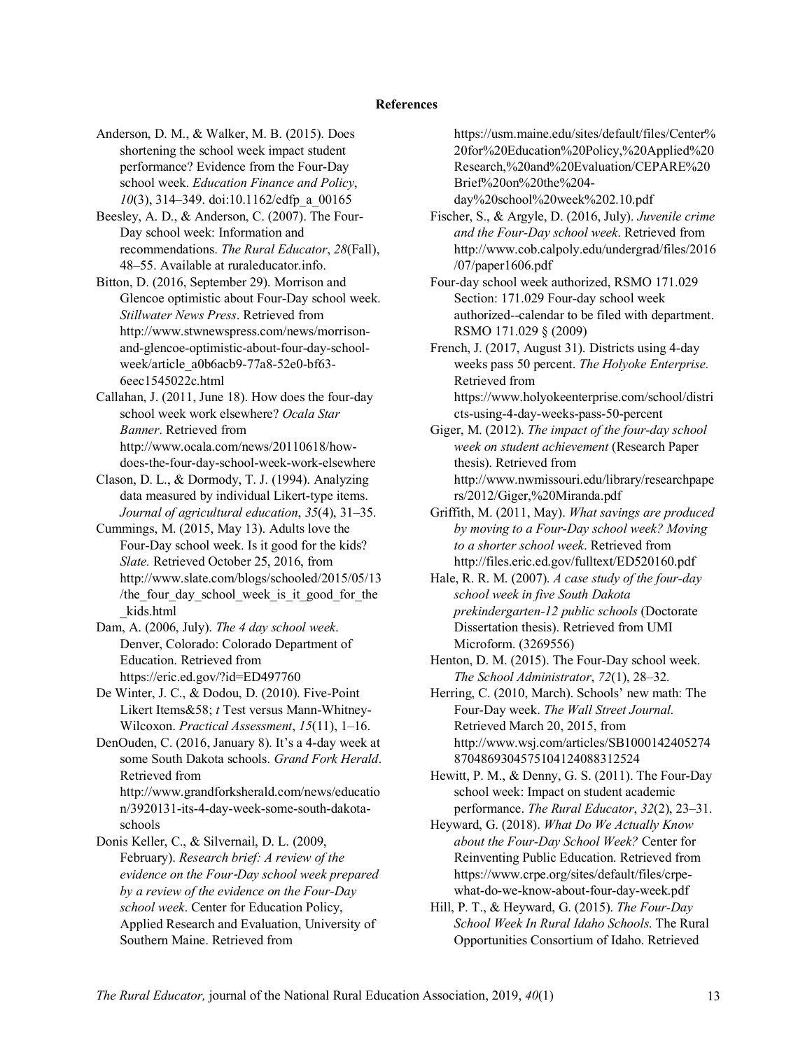**References**

Anderson, D. M., & Walker, M. B. (2015). Does shortening the school week impact student performance? Evidence from the Four-Day school week. *Education Finance and Policy*, *10*(3), 314–349. doi:10.1162/edfp_a_00165

Beesley, A. D., & Anderson, C. (2007). The Four-Day school week: Information and recommendations. *The Rural Educator*, *28*(Fall), 48–55. Available at ruraleducator.info.

Bitton, D. (2016, September 29). Morrison and Glencoe optimistic about Four-Day school week. *Stillwater News Press*. Retrieved from http://www.stwnewspress.com/news/morrison-and-glencoe-optimistic-about-four-day-school-week/article_a0b6acb9-77a8-52e0-bf63-6eec1545022c.html

Callahan, J. (2011, June 18). How does the four-day school week work elsewhere? *Ocala Star Banner*. Retrieved from http://www.ocala.com/news/20110618/how-does-the-four-day-school-week-work-elsewhere

Clason, D. L., & Dormody, T. J. (1994). Analyzing data measured by individual Likert-type items. *Journal of agricultural education*, *35*(4), 31–35.

Cummings, M. (2015, May 13). Adults love the Four-Day school week. Is it good for the kids? *Slate.* Retrieved October 25, 2016, from http://www.slate.com/blogs/schooled/2015/05/13/the_four_day_school_week_is_it_good_for_the_kids.html

Dam, A. (2006, July). *The 4 day school week*. Denver, Colorado: Colorado Department of Education. Retrieved from https://eric.ed.gov/?id=ED497760

De Winter, J. C., & Dodou, D. (2010). Five-Point Likert Items&58; *t* Test versus Mann-Whitney-Wilcoxon. *Practical Assessment*, *15*(11), 1–16.

DenOuden, C. (2016, January 8). It's a 4-day week at some South Dakota schools. *Grand Fork Herald*. Retrieved from http://www.grandforksherald.com/news/education/3920131-its-4-day-week-some-south-dakota-schools

Donis Keller, C., & Silvernail, D. L. (2009, February). *Research brief: A review of the evidence on the Four-Day school week prepared by a review of the evidence on the Four-Day school week*. Center for Education Policy, Applied Research and Evaluation, University of Southern Maine. Retrieved from https://usm.maine.edu/sites/default/files/Center%20for%20Education%20Policy,%20Applied%20Research,%20and%20Evaluation/CEPARE%20Brief%20on%20the%204-day%20school%20week%202.10.pdf

Fischer, S., & Argyle, D. (2016, July). *Juvenile crime and the Four-Day school week*. Retrieved from http://www.cob.calpoly.edu/undergrad/files/2016/07/paper1606.pdf

Four-day school week authorized, RSMO 171.029 Section: 171.029 Four-day school week authorized--calendar to be filed with department. RSMO 171.029 § (2009)

French, J. (2017, August 31). Districts using 4-day weeks pass 50 percent. *The Holyoke Enterprise.* Retrieved from https://www.holyokeenterprise.com/school/districts-using-4-day-weeks-pass-50-percent

Giger, M. (2012). *The impact of the four-day school week on student achievement* (Research Paper thesis). Retrieved from http://www.nwmissouri.edu/library/researchpapers/2012/Giger,%20Miranda.pdf

Griffith, M. (2011, May). *What savings are produced by moving to a Four-Day school week? Moving to a shorter school week*. Retrieved from http://files.eric.ed.gov/fulltext/ED520160.pdf

Hale, R. R. M. (2007). *A case study of the four-day school week in five South Dakota prekindergarten-12 public schools* (Doctorate Dissertation thesis). Retrieved from UMI Microform. (3269556)

Henton, D. M. (2015). The Four-Day school week. *The School Administrator*, *72*(1), 28–32.

Herring, C. (2010, March). Schools' new math: The Four-Day week. *The Wall Street Journal.* Retrieved March 20, 2015, from http://www.wsj.com/articles/SB10001424052748704869304575104124088312524

Hewitt, P. M., & Denny, G. S. (2011). The Four-Day school week: Impact on student academic performance. *The Rural Educator*, *32*(2), 23–31.

Heyward, G. (2018). *What Do We Actually Know about the Four-Day School Week?* Center for Reinventing Public Education. Retrieved from https://www.crpe.org/sites/default/files/crpe-what-do-we-know-about-four-day-week.pdf

Hill, P. T., & Heyward, G. (2015). *The Four-Day School Week In Rural Idaho Schools*. The Rural Opportunities Consortium of Idaho. Retrieved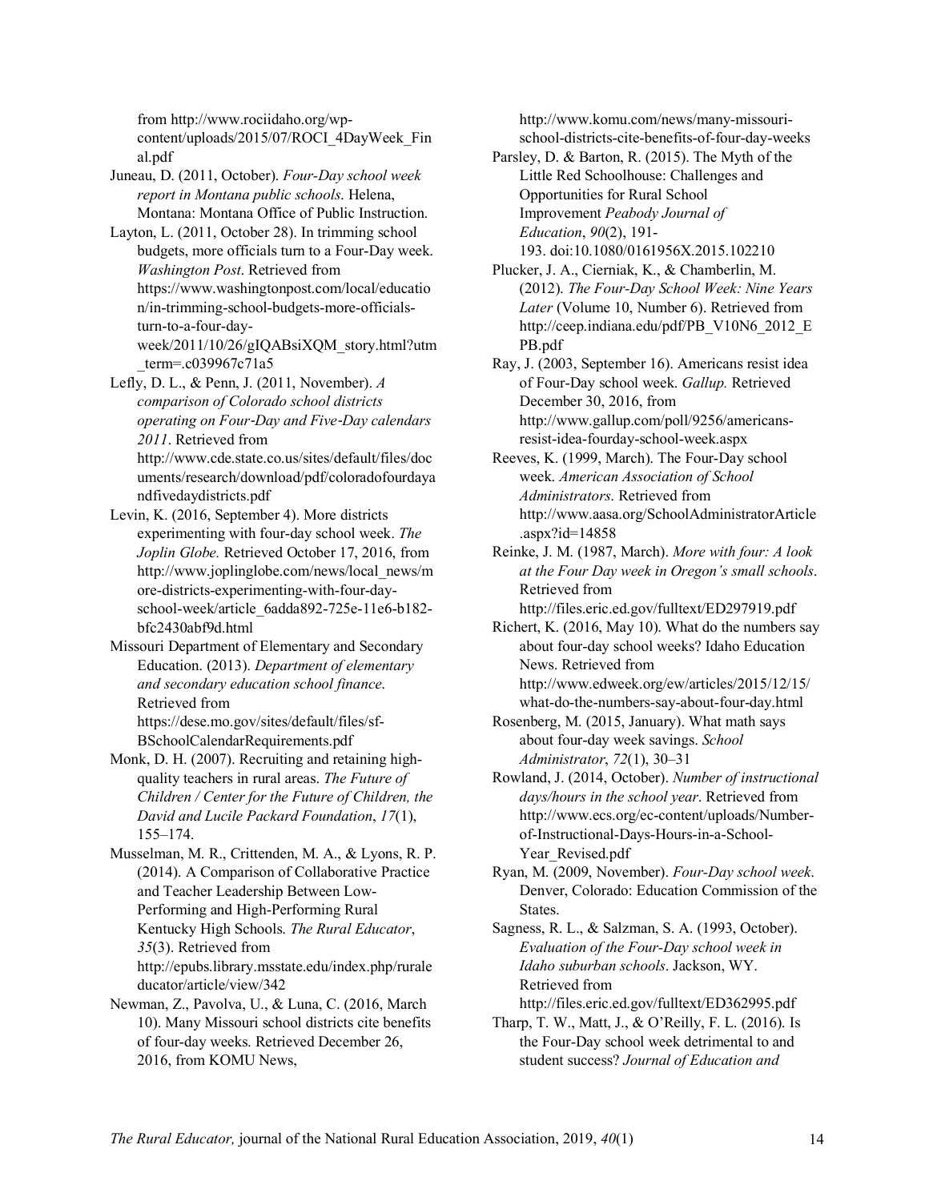from http://www.rociidaho.org/wp-content/uploads/2015/07/ROCI_4DayWeek_Final.pdf

Juneau, D. (2011, October). *Four-Day school week report in Montana public schools*. Helena, Montana: Montana Office of Public Instruction.

Layton, L. (2011, October 28). In trimming school budgets, more officials turn to a Four-Day week. *Washington Post*. Retrieved from https://www.washingtonpost.com/local/education/in-trimming-school-budgets-more-officials-turn-to-a-four-day-week/2011/10/26/gIQABsiXQM_story.html?utm_term=.c039967c71a5

Lefly, D. L., & Penn, J. (2011, November). *A comparison of Colorado school districts operating on Four-Day and Five-Day calendars 2011*. Retrieved from http://www.cde.state.co.us/sites/default/files/documents/research/download/pdf/coloradofourdayandfivedaydistricts.pdf

Levin, K. (2016, September 4). More districts experimenting with four-day school week. *The Joplin Globe.* Retrieved October 17, 2016, from http://www.joplinglobe.com/news/local_news/more-districts-experimenting-with-four-day-school-week/article_6adda892-725e-11e6-b182-bfc2430abf9d.html

Missouri Department of Elementary and Secondary Education. (2013). *Department of elementary and secondary education school finance*. Retrieved from https://dese.mo.gov/sites/default/files/sf-BSchoolCalendarRequirements.pdf

Monk, D. H. (2007). Recruiting and retaining high-quality teachers in rural areas. *The Future of Children / Center for the Future of Children, the David and Lucile Packard Foundation*, *17*(1), 155–174.

Musselman, M. R., Crittenden, M. A., & Lyons, R. P. (2014). A Comparison of Collaborative Practice and Teacher Leadership Between Low-Performing and High-Performing Rural Kentucky High Schools. *The Rural Educator*, *35*(3). Retrieved from http://epubs.library.msstate.edu/index.php/ruraleducator/article/view/342

Newman, Z., Pavolva, U., & Luna, C. (2016, March 10). Many Missouri school districts cite benefits of four-day weeks. Retrieved December 26, 2016, from KOMU News, http://www.komu.com/news/many-missouri-school-districts-cite-benefits-of-four-day-weeks

Parsley, D. & Barton, R. (2015). The Myth of the Little Red Schoolhouse: Challenges and Opportunities for Rural School Improvement *Peabody Journal of Education*, *90*(2), 191-193. doi:10.1080/0161956X.2015.102210

Plucker, J. A., Cierniak, K., & Chamberlin, M. (2012). *The Four-Day School Week: Nine Years Later* (Volume 10, Number 6). Retrieved from http://ceep.indiana.edu/pdf/PB_V10N6_2012_EPB.pdf

Ray, J. (2003, September 16). Americans resist idea of Four-Day school week. *Gallup.* Retrieved December 30, 2016, from http://www.gallup.com/poll/9256/americans-resist-idea-fourday-school-week.aspx

Reeves, K. (1999, March). The Four-Day school week. *American Association of School Administrators*. Retrieved from http://www.aasa.org/SchoolAdministratorArticle.aspx?id=14858

Reinke, J. M. (1987, March). *More with four: A look at the Four Day week in Oregon's small schools*. Retrieved from http://files.eric.ed.gov/fulltext/ED297919.pdf

Richert, K. (2016, May 10). What do the numbers say about four-day school weeks? Idaho Education News. Retrieved from http://www.edweek.org/ew/articles/2015/12/15/what-do-the-numbers-say-about-four-day.html

Rosenberg, M. (2015, January). What math says about four-day week savings. *School Administrator*, *72*(1), 30–31

Rowland, J. (2014, October). *Number of instructional days/hours in the school year*. Retrieved from http://www.ecs.org/ec-content/uploads/Number-of-Instructional-Days-Hours-in-a-School-Year_Revised.pdf

Ryan, M. (2009, November). *Four-Day school week*. Denver, Colorado: Education Commission of the States.

Sagness, R. L., & Salzman, S. A. (1993, October). *Evaluation of the Four-Day school week in Idaho suburban schools*. Jackson, WY. Retrieved from http://files.eric.ed.gov/fulltext/ED362995.pdf

Tharp, T. W., Matt, J., & O'Reilly, F. L. (2016). Is the Four-Day school week detrimental to and student success? *Journal of Education and*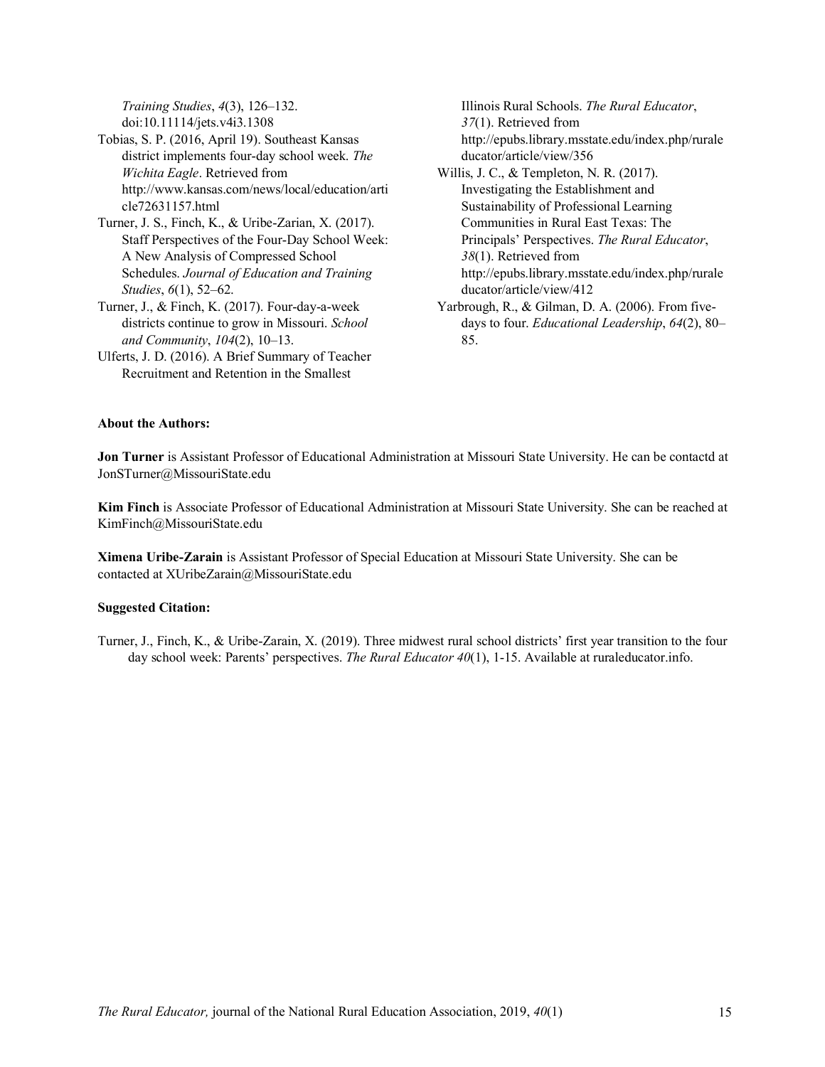*Training Studies*, *4*(3), 126–132. doi:10.11114/jets.v4i3.1308

Tobias, S. P. (2016, April 19). Southeast Kansas district implements four-day school week. *The Wichita Eagle*. Retrieved from http://www.kansas.com/news/local/education/article72631157.html

Turner, J. S., Finch, K., & Uribe-Zarian, X. (2017). Staff Perspectives of the Four-Day School Week: A New Analysis of Compressed School Schedules. *Journal of Education and Training Studies*, *6*(1), 52–62.

Turner, J., & Finch, K. (2017). Four-day-a-week districts continue to grow in Missouri. *School and Community*, *104*(2), 10–13.

Ulferts, J. D. (2016). A Brief Summary of Teacher Recruitment and Retention in the Smallest Illinois Rural Schools. *The Rural Educator*, *37*(1). Retrieved from http://epubs.library.msstate.edu/index.php/ruraleducator/article/view/356

Willis, J. C., & Templeton, N. R. (2017). Investigating the Establishment and Sustainability of Professional Learning Communities in Rural East Texas: The Principals' Perspectives. *The Rural Educator*, *38*(1). Retrieved from http://epubs.library.msstate.edu/index.php/ruraleducator/article/view/412

Yarbrough, R., & Gilman, D. A. (2006). From five-days to four. *Educational Leadership*, *64*(2), 80–85.

**About the Authors:**

**Jon Turner** is Assistant Professor of Educational Administration at Missouri State University. He can be contactd at JonSTurner@MissouriState.edu

**Kim Finch** is Associate Professor of Educational Administration at Missouri State University. She can be reached at KimFinch@MissouriState.edu

**Ximena Uribe-Zarain** is Assistant Professor of Special Education at Missouri State University. She can be contacted at XUribeZarain@MissouriState.edu

**Suggested Citation:**

Turner, J., Finch, K., & Uribe-Zarain, X. (2019). Three midwest rural school districts' first year transition to the four day school week: Parents' perspectives. *The Rural Educator 40*(1), 1-15. Available at ruraleducator.info.